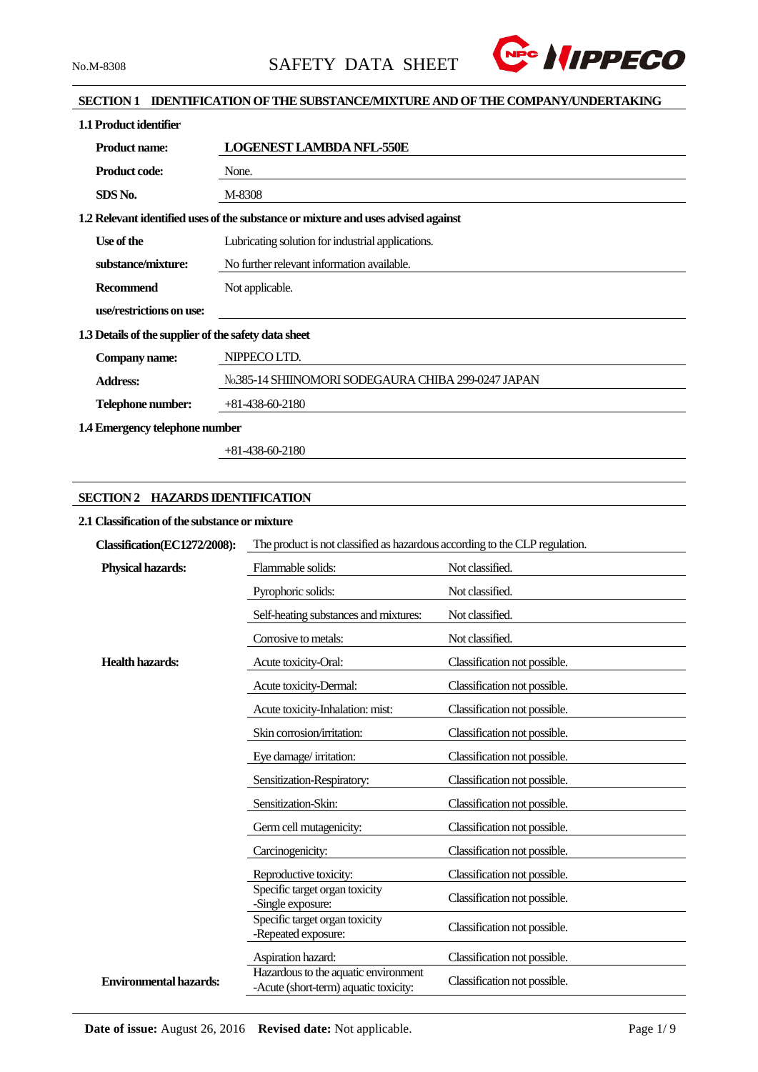No.M-8308

# SAFETY DATA SHEET

## SECTION 1 IDENTIFICATION OF THE SUBSTANCE/MIXTURE AND OF THE COMPANY/UNDERTAKING

### 1.1 Product identifier

| | |
|---|---|
| **Product name:** | **LOGENEST LAMBDA NFL-550E** |
| **Product code:** | None. |
| **SDS No.** | M-8308 |

### 1.2 Relevant identified uses of the substance or mixture and uses advised against

| | |
|---|---|
| **Use of the substance/mixture:** | Lubricating solution for industrial applications. No further relevant information available. |
| **Recommend use/restrictions on use:** | Not applicable. |

### 1.3 Details of the supplier of the safety data sheet

| | |
|---|---|
| **Company name:** | NIPPECO LTD. |
| **Address:** | №385-14 SHIINOMORI SODEGAURA CHIBA 299-0247 JAPAN |
| **Telephone number:** | +81-438-60-2180 |

### 1.4 Emergency telephone number

+81-438-60-2180

## SECTION 2 HAZARDS IDENTIFICATION

### 2.1 Classification of the substance or mixture

| | | |
|---|---|---|
| **Classification(EC1272/2008):** | The product is not classified as hazardous according to the CLP regulation. | |
| **Physical hazards:** | Flammable solids: | Not classified. |
| | Pyrophoric solids: | Not classified. |
| | Self-heating substances and mixtures: | Not classified. |
| | Corrosive to metals: | Not classified. |
| **Health hazards:** | Acute toxicity-Oral: | Classification not possible. |
| | Acute toxicity-Dermal: | Classification not possible. |
| | Acute toxicity-Inhalation: mist: | Classification not possible. |
| | Skin corrosion/irritation: | Classification not possible. |
| | Eye damage/ irritation: | Classification not possible. |
| | Sensitization-Respiratory: | Classification not possible. |
| | Sensitization-Skin: | Classification not possible. |
| | Germ cell mutagenicity: | Classification not possible. |
| | Carcinogenicity: | Classification not possible. |
| | Reproductive toxicity: | Classification not possible. |
| | Specific target organ toxicity -Single exposure: | Classification not possible. |
| | Specific target organ toxicity -Repeated exposure: | Classification not possible. |
| | Aspiration hazard: | Classification not possible. |
| **Environmental hazards:** | Hazardous to the aquatic environment -Acute (short-term) aquatic toxicity: | Classification not possible. |

**Date of issue:** August 26, 2016 **Revised date:** Not applicable.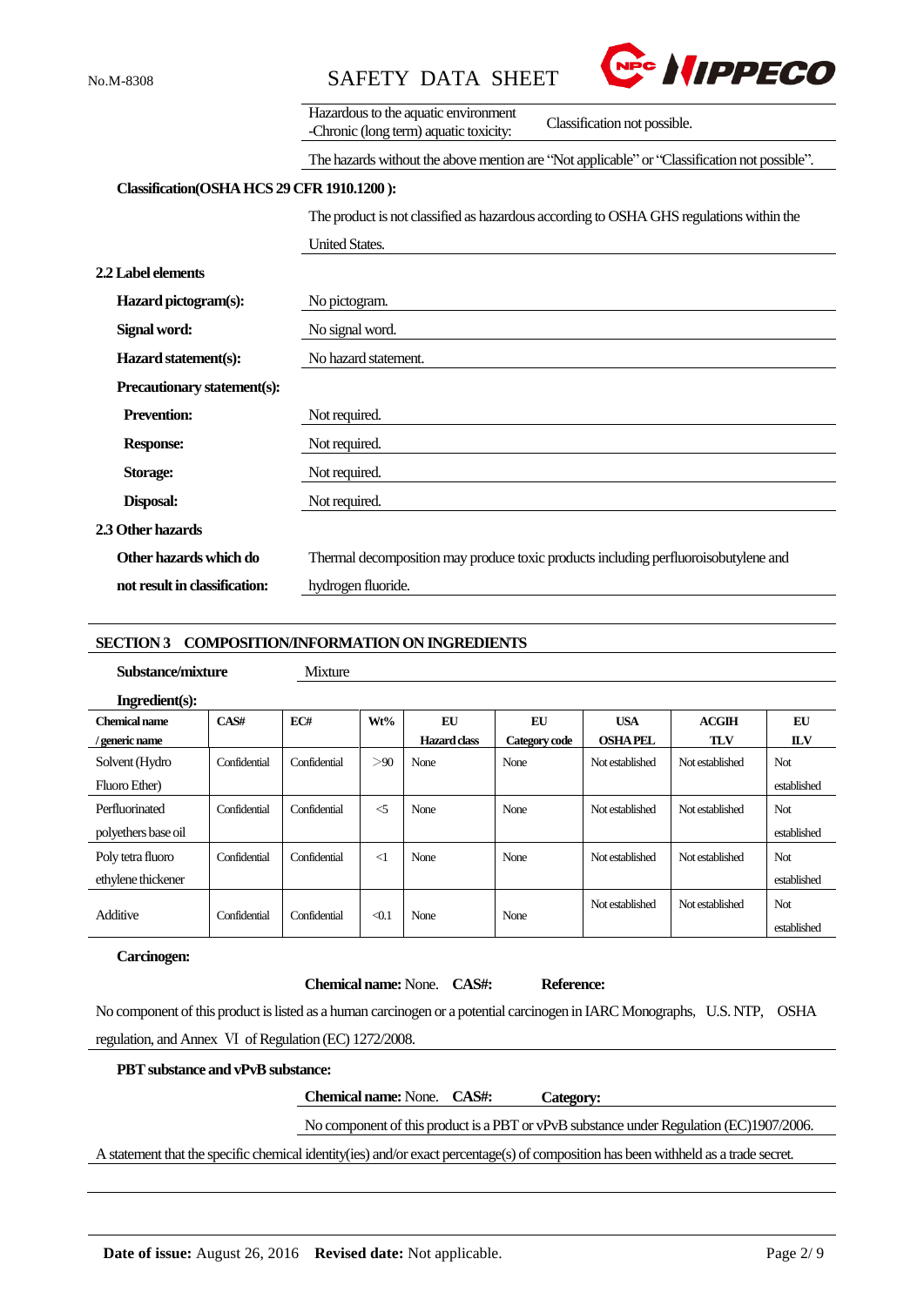| | |
|---|---|
| Hazardous to the aquatic environment -Chronic (long term) aquatic toxicity: | Classification not possible. |

The hazards without the above mention are "Not applicable" or "Classification not possible".

**Classification(OSHA HCS 29 CFR 1910.1200 ):**

The product is not classified as hazardous according to OSHA GHS regulations within the United States.

**2.2 Label elements**

**Hazard pictogram(s):** No pictogram.

**Signal word:** No signal word.

**Hazard statement(s):** No hazard statement.

**Precautionary statement(s):**

**Prevention:** Not required.

**Response:** Not required.

**Storage:** Not required.

**Disposal:** Not required.

**2.3 Other hazards**

**Other hazards which do not result in classification:** Thermal decomposition may produce toxic products including perfluoroisobutylene and hydrogen fluoride.

## SECTION 3 COMPOSITION/INFORMATION ON INGREDIENTS

**Substance/mixture** Mixture

**Ingredient(s):**

| Chemical name / generic name | CAS# | EC# | Wt% | EU Hazard class | EU Category code | USA OSHA PEL | ACGIH TLV | EU ILV |
|---|---|---|---|---|---|---|---|---|
| Solvent (Hydro Fluoro Ether) | Confidential | Confidential | >90 | None | None | Not established | Not established | Not established |
| Perfluorinated polyethers base oil | Confidential | Confidential | <5 | None | None | Not established | Not established | Not established |
| Poly tetra fluoro ethylene thickener | Confidential | Confidential | <1 | None | None | Not established | Not established | Not established |
| Additive | Confidential | Confidential | <0.1 | None | None | Not established | Not established | Not established |

**Carcinogen:**

**Chemical name:** None. **CAS#:** **Reference:**

No component of this product is listed as a human carcinogen or a potential carcinogen in IARC Monographs, U.S. NTP, OSHA regulation, and Annex Ⅵ of Regulation (EC) 1272/2008.

**PBT substance and vPvB substance:**

**Chemical name:** None. **CAS#:** **Category:**

No component of this product is a PBT or vPvB substance under Regulation (EC)1907/2006.

A statement that the specific chemical identity(ies) and/or exact percentage(s) of composition has been withheld as a trade secret.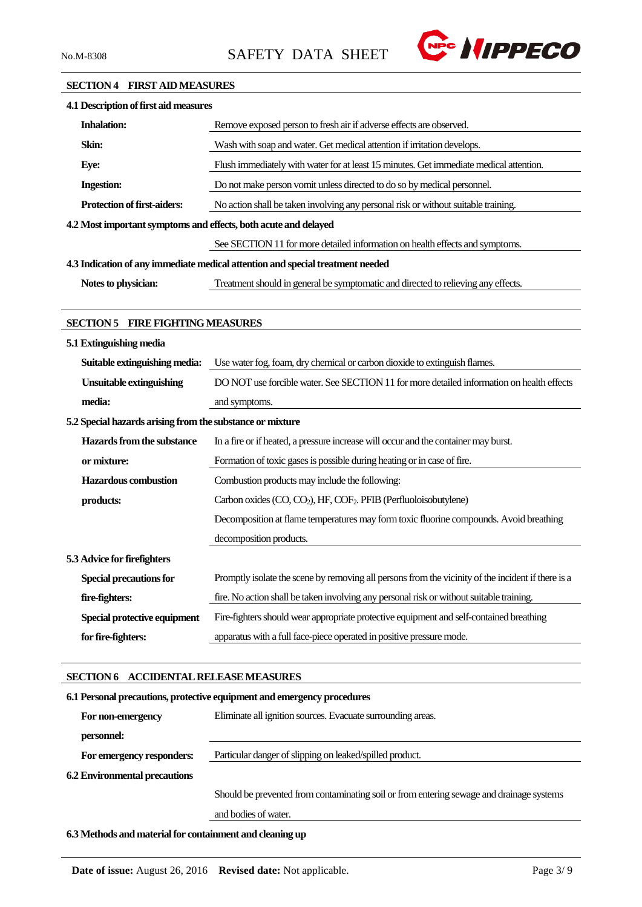## SECTION 4 FIRST AID MEASURES

### 4.1 Description of first aid measures

| | |
|---|---|
| **Inhalation:** | Remove exposed person to fresh air if adverse effects are observed. |
| **Skin:** | Wash with soap and water. Get medical attention if irritation develops. |
| **Eye:** | Flush immediately with water for at least 15 minutes. Get immediate medical attention. |
| **Ingestion:** | Do not make person vomit unless directed to do so by medical personnel. |
| **Protection of first-aiders:** | No action shall be taken involving any personal risk or without suitable training. |

### 4.2 Most important symptoms and effects, both acute and delayed

See SECTION 11 for more detailed information on health effects and symptoms.

### 4.3 Indication of any immediate medical attention and special treatment needed

| | |
|---|---|
| **Notes to physician:** | Treatment should in general be symptomatic and directed to relieving any effects. |

## SECTION 5 FIRE FIGHTING MEASURES

### 5.1 Extinguishing media

| | |
|---|---|
| **Suitable extinguishing media:** | Use water fog, foam, dry chemical or carbon dioxide to extinguish flames. |
| **Unsuitable extinguishing media:** | DO NOT use forcible water. See SECTION 11 for more detailed information on health effects and symptoms. |

### 5.2 Special hazards arising from the substance or mixture

| | |
|---|---|
| **Hazards from the substance or mixture:** | In a fire or if heated, a pressure increase will occur and the container may burst. Formation of toxic gases is possible during heating or in case of fire. |
| **Hazardous combustion products:** | Combustion products may include the following: Carbon oxides (CO, $CO_2$), HF, $COF_2$. PFIB (Perfluoloisobutylene) Decomposition at flame temperatures may form toxic fluorine compounds. Avoid breathing decomposition products. |

### 5.3 Advice for firefighters

| | |
|---|---|
| **Special precautions for fire-fighters:** | Promptly isolate the scene by removing all persons from the vicinity of the incident if there is a fire. No action shall be taken involving any personal risk or without suitable training. |
| **Special protective equipment for fire-fighters:** | Fire-fighters should wear appropriate protective equipment and self-contained breathing apparatus with a full face-piece operated in positive pressure mode. |

## SECTION 6 ACCIDENTAL RELEASE MEASURES

### 6.1 Personal precautions, protective equipment and emergency procedures

| | |
|---|---|
| **For non-emergency personnel:** | Eliminate all ignition sources. Evacuate surrounding areas. |
| **For emergency responders:** | Particular danger of slipping on leaked/spilled product. |

### 6.2 Environmental precautions

Should be prevented from contaminating soil or from entering sewage and drainage systems and bodies of water.

### 6.3 Methods and material for containment and cleaning up

**Date of issue:** August 26, 2016 **Revised date:** Not applicable.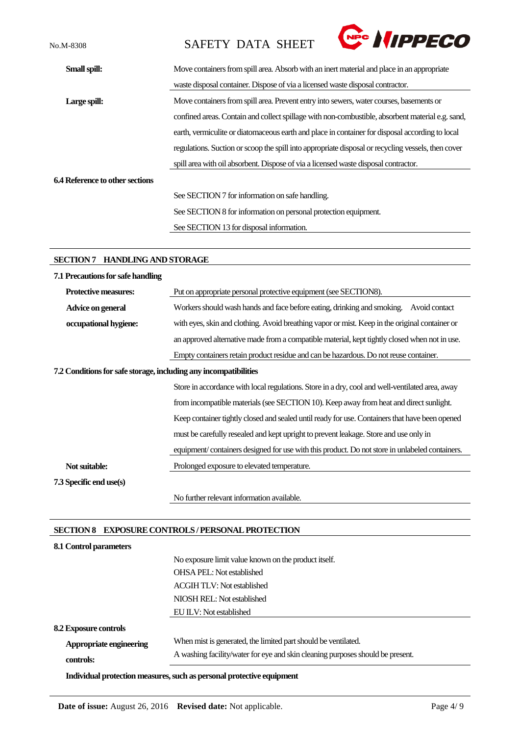**Small spill:** Move containers from spill area. Absorb with an inert material and place in an appropriate waste disposal container. Dispose of via a licensed waste disposal contractor.

**Large spill:** Move containers from spill area. Prevent entry into sewers, water courses, basements or confined areas. Contain and collect spillage with non-combustible, absorbent material e.g. sand, earth, vermiculite or diatomaceous earth and place in container for disposal according to local regulations. Suction or scoop the spill into appropriate disposal or recycling vessels, then cover spill area with oil absorbent. Dispose of via a licensed waste disposal contractor.

**6.4 Reference to other sections**

See SECTION 7 for information on safe handling.
See SECTION 8 for information on personal protection equipment.
See SECTION 13 for disposal information.

## SECTION 7 HANDLING AND STORAGE

**7.1 Precautions for safe handling**

**Protective measures:** Put on appropriate personal protective equipment (see SECTION8).

**Advice on general occupational hygiene:** Workers should wash hands and face before eating, drinking and smoking. Avoid contact with eyes, skin and clothing. Avoid breathing vapor or mist. Keep in the original container or an approved alternative made from a compatible material, kept tightly closed when not in use. Empty containers retain product residue and can be hazardous. Do not reuse container.

**7.2 Conditions for safe storage, including any incompatibilities**

Store in accordance with local regulations. Store in a dry, cool and well-ventilated area, away from incompatible materials (see SECTION 10). Keep away from heat and direct sunlight. Keep container tightly closed and sealed until ready for use. Containers that have been opened must be carefully resealed and kept upright to prevent leakage. Store and use only in equipment/ containers designed for use with this product. Do not store in unlabeled containers.

**Not suitable:** Prolonged exposure to elevated temperature.

**7.3 Specific end use(s)**

No further relevant information available.

## SECTION 8 EXPOSURE CONTROLS / PERSONAL PROTECTION

**8.1 Control parameters**

No exposure limit value known on the product itself.
OHSA PEL: Not established
ACGIH TLV: Not established
NIOSH REL: Not established
EU ILV: Not established

**8.2 Exposure controls**

**Appropriate engineering controls:** When mist is generated, the limited part should be ventilated.
A washing facility/water for eye and skin cleaning purposes should be present.

**Individual protection measures, such as personal protective equipment**

**Date of issue:** August 26, 2016 **Revised date:** Not applicable.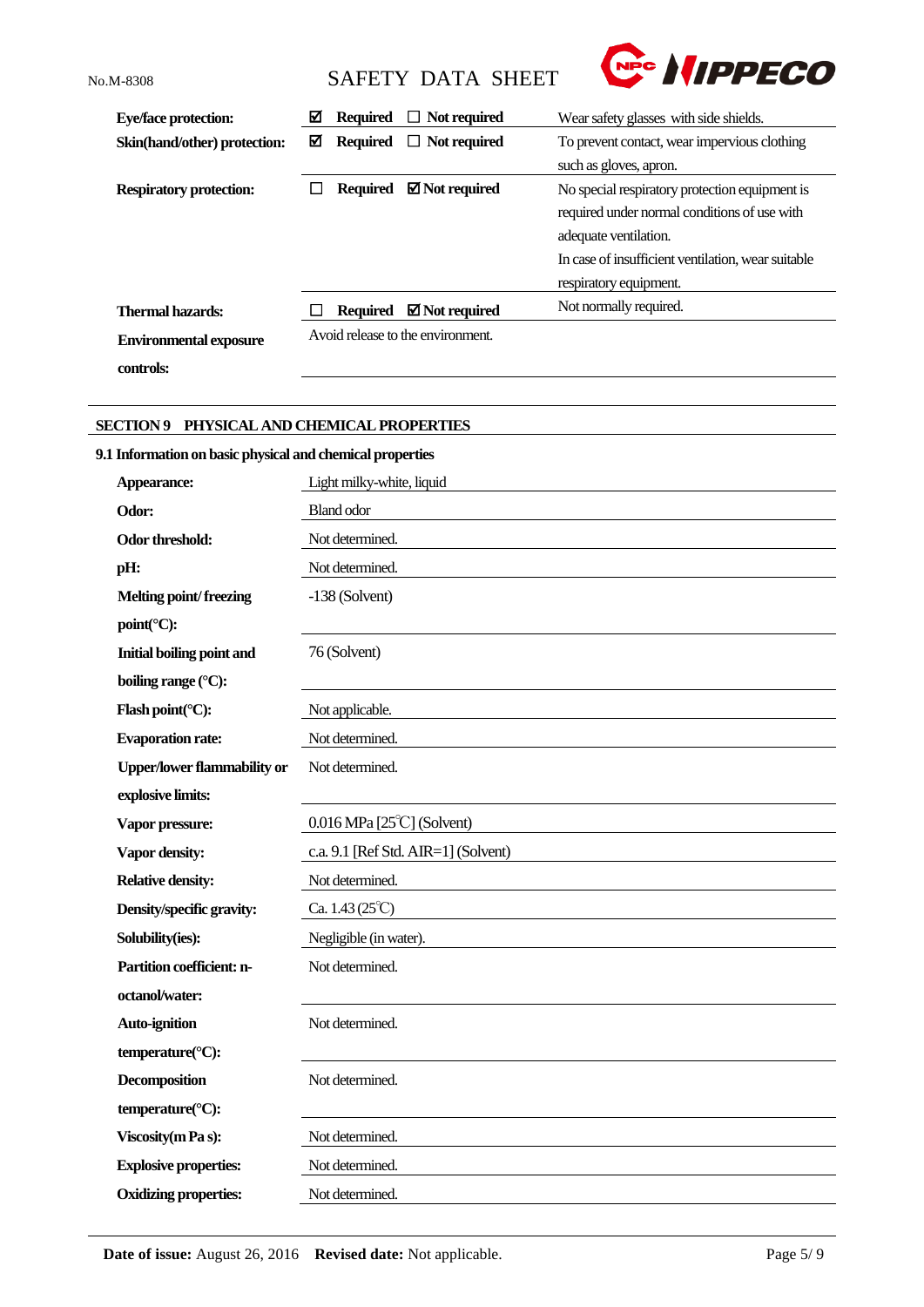| | | |
|---|---|---|
| **Eye/face protection:** | ☑ **Required** ☐ **Not required** | Wear safety glasses with side shields. |
| **Skin(hand/other) protection:** | ☑ **Required** ☐ **Not required** | To prevent contact, wear impervious clothing such as gloves, apron. |
| **Respiratory protection:** | ☐ **Required** ☑ **Not required** | No special respiratory protection equipment is required under normal conditions of use with adequate ventilation. In case of insufficient ventilation, wear suitable respiratory equipment. |
| **Thermal hazards:** | ☐ **Required** ☑ **Not required** | Not normally required. |
| **Environmental exposure controls:** | Avoid release to the environment. | |

## SECTION 9 PHYSICAL AND CHEMICAL PROPERTIES

### 9.1 Information on basic physical and chemical properties

| | |
|---|---|
| **Appearance:** | Light milky-white, liquid |
| **Odor:** | Bland odor |
| **Odor threshold:** | Not determined. |
| **pH:** | Not determined. |
| **Melting point/ freezing point(°C):** | -138 (Solvent) |
| **Initial boiling point and boiling range (°C):** | 76 (Solvent) |
| **Flash point(°C):** | Not applicable. |
| **Evaporation rate:** | Not determined. |
| **Upper/lower flammability or explosive limits:** | Not determined. |
| **Vapor pressure:** | 0.016 MPa [25℃] (Solvent) |
| **Vapor density:** | c.a. 9.1 [Ref Std. AIR=1] (Solvent) |
| **Relative density:** | Not determined. |
| **Density/specific gravity:** | Ca. 1.43 (25℃) |
| **Solubility(ies):** | Negligible (in water). |
| **Partition coefficient: n-octanol/water:** | Not determined. |
| **Auto-ignition temperature(°C):** | Not determined. |
| **Decomposition temperature(°C):** | Not determined. |
| **Viscosity(m Pa s):** | Not determined. |
| **Explosive properties:** | Not determined. |
| **Oxidizing properties:** | Not determined. |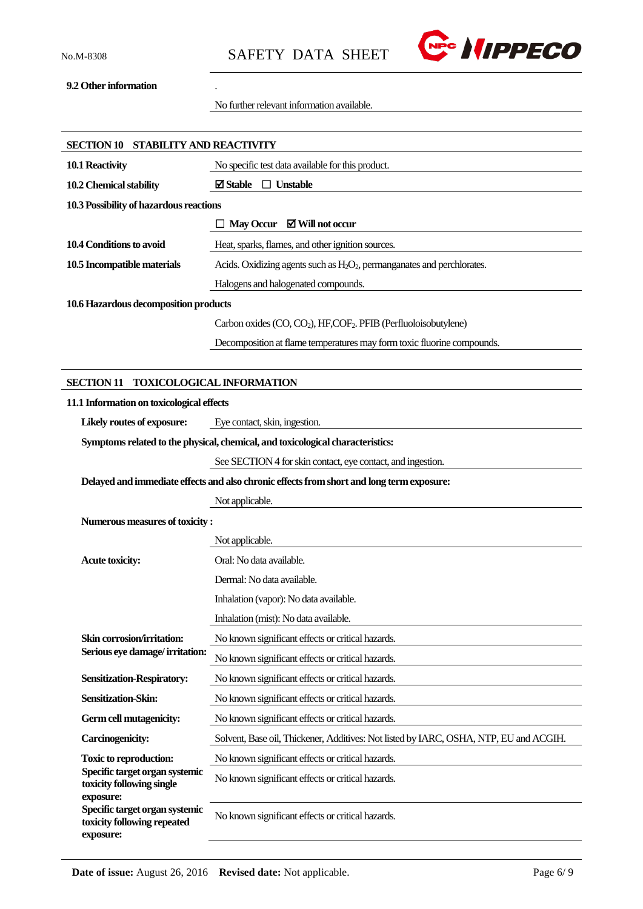**9.2 Other information**

.

No further relevant information available.

## SECTION 10 STABILITY AND REACTIVITY

| | |
|---|---|
| **10.1 Reactivity** | No specific test data available for this product. |
| **10.2 Chemical stability** | ☑ **Stable** ☐ **Unstable** |
| **10.3 Possibility of hazardous reactions** | |
| | ☐ **May Occur** ☑ **Will not occur** |
| **10.4 Conditions to avoid** | Heat, sparks, flames, and other ignition sources. |
| **10.5 Incompatible materials** | Acids. Oxidizing agents such as $H_2O_2$, permanganates and perchlorates. |
| | Halogens and halogenated compounds. |
| **10.6 Hazardous decomposition products** | |
| | Carbon oxides (CO, $CO_2$), HF,$COF_2$. PFIB (Perfluoloisobutylene) |
| | Decomposition at flame temperatures may form toxic fluorine compounds. |

## SECTION 11 TOXICOLOGICAL INFORMATION

**11.1 Information on toxicological effects**

| | |
|---|---|
| **Likely routes of exposure:** | Eye contact, skin, ingestion. |
| **Symptoms related to the physical, chemical, and toxicological characteristics:** | |
| | See SECTION 4 for skin contact, eye contact, and ingestion. |
| **Delayed and immediate effects and also chronic effects from short and long term exposure:** | |
| | Not applicable. |
| **Numerous measures of toxicity :** | |
| | Not applicable. |
| **Acute toxicity:** | Oral: No data available. |
| | Dermal: No data available. |
| | Inhalation (vapor): No data available. |
| | Inhalation (mist): No data available. |
| **Skin corrosion/irritation:** | No known significant effects or critical hazards. |
| **Serious eye damage/ irritation:** | No known significant effects or critical hazards. |
| **Sensitization-Respiratory:** | No known significant effects or critical hazards. |
| **Sensitization-Skin:** | No known significant effects or critical hazards. |
| **Germ cell mutagenicity:** | No known significant effects or critical hazards. |
| **Carcinogenicity:** | Solvent, Base oil, Thickener, Additives: Not listed by IARC, OSHA, NTP, EU and ACGIH. |
| **Toxic to reproduction:** | No known significant effects or critical hazards. |
| **Specific target organ systemic toxicity following single exposure:** | No known significant effects or critical hazards. |
| **Specific target organ systemic toxicity following repeated exposure:** | No known significant effects or critical hazards. |

**Date of issue:** August 26, 2016 **Revised date:** Not applicable.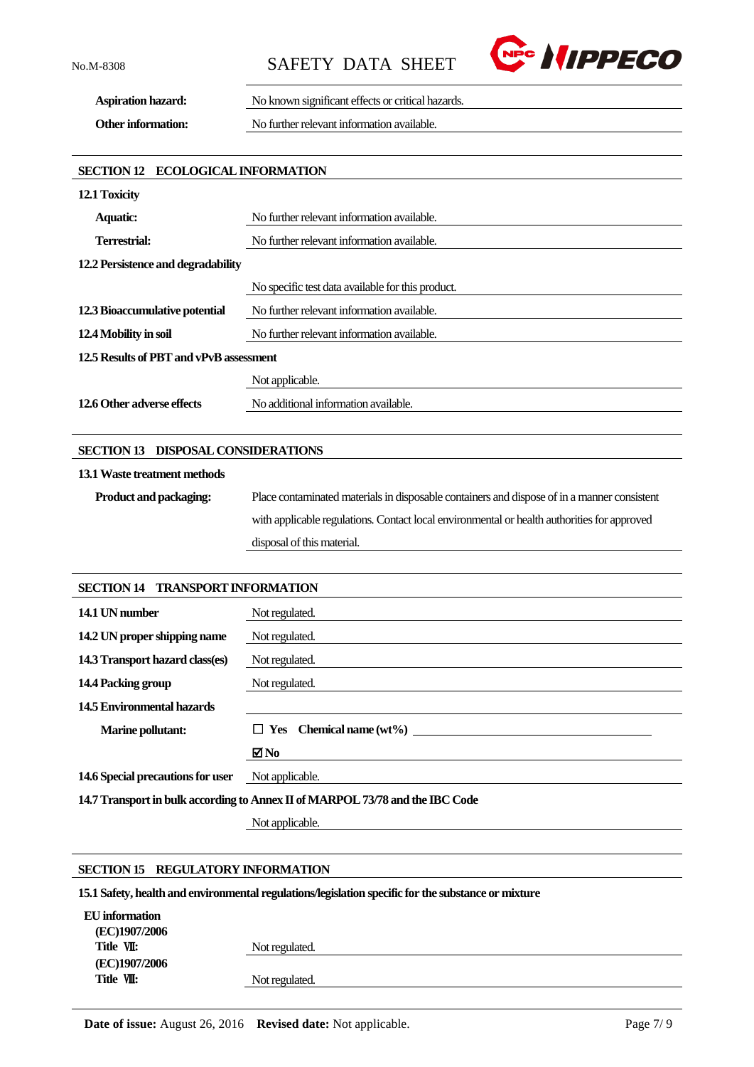**Aspiration hazard:** No known significant effects or critical hazards.

**Other information:** No further relevant information available.

## SECTION 12 ECOLOGICAL INFORMATION

**12.1 Toxicity**

**Aquatic:** No further relevant information available.

**Terrestrial:** No further relevant information available.

**12.2 Persistence and degradability**

No specific test data available for this product.

**12.3 Bioaccumulative potential** No further relevant information available.

**12.4 Mobility in soil** No further relevant information available.

**12.5 Results of PBT and vPvB assessment**

Not applicable.

**12.6 Other adverse effects** No additional information available.

## SECTION 13 DISPOSAL CONSIDERATIONS

**13.1 Waste treatment methods**

**Product and packaging:** Place contaminated materials in disposable containers and dispose of in a manner consistent with applicable regulations. Contact local environmental or health authorities for approved disposal of this material.

## SECTION 14 TRANSPORT INFORMATION

**14.1 UN number** Not regulated.

**14.2 UN proper shipping name** Not regulated.

**14.3 Transport hazard class(es)** Not regulated.

**14.4 Packing group** Not regulated.

**14.5 Environmental hazards**

**Marine pollutant:** ☐ **Yes Chemical name (wt%)** ____________

☑ **No**

**14.6 Special precautions for user** Not applicable.

**14.7 Transport in bulk according to Annex II of MARPOL 73/78 and the IBC Code**

Not applicable.

## SECTION 15 REGULATORY INFORMATION

**15.1 Safety, health and environmental regulations/legislation specific for the substance or mixture**

**EU information**

**(EC)1907/2006 Title Ⅶ:** Not regulated.

**(EC)1907/2006 Title Ⅷ:** Not regulated.

**Date of issue:** August 26, 2016 **Revised date:** Not applicable.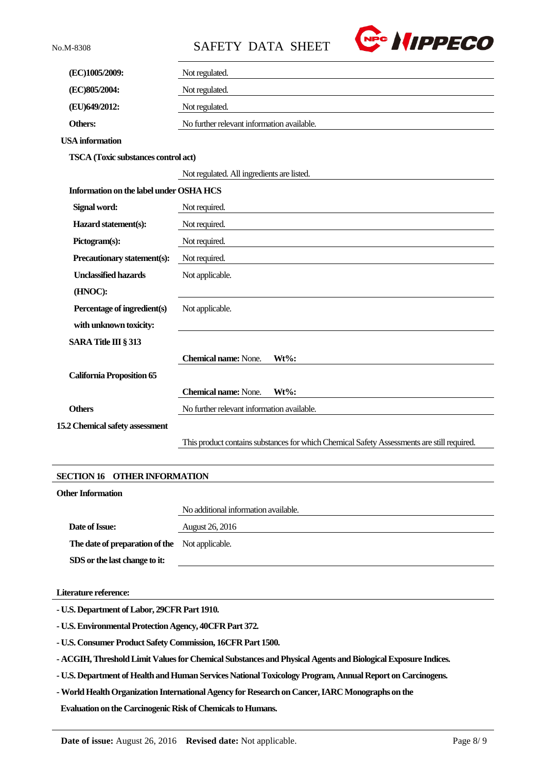| | |
|---|---|
| **(EC)1005/2009:** | Not regulated. |
| **(EC)805/2004:** | Not regulated. |
| **(EU)649/2012:** | Not regulated. |
| **Others:** | No further relevant information available. |

**USA information**

**TSCA (Toxic substances control act)**

Not regulated. All ingredients are listed.

**Information on the label under OSHA HCS**

| | |
|---|---|
| **Signal word:** | Not required. |
| **Hazard statement(s):** | Not required. |
| **Pictogram(s):** | Not required. |
| **Precautionary statement(s):** | Not required. |
| **Unclassified hazards (HNOC):** | Not applicable. |
| **Percentage of ingredient(s) with unknown toxicity:** | Not applicable. |

**SARA Title III § 313**

**Chemical name:** None. **Wt%:**

**California Proposition 65**

**Chemical name:** None. **Wt%:**

| | |
|---|---|
| **Others** | No further relevant information available. |

**15.2 Chemical safety assessment**

This product contains substances for which Chemical Safety Assessments are still required.

## SECTION 16 OTHER INFORMATION

**Other Information**

No additional information available.

| | |
|---|---|
| **Date of Issue:** | August 26, 2016 |
| **The date of preparation of the SDS or the last change to it:** | Not applicable. |

**Literature reference:**

- **U.S. Department of Labor, 29CFR Part 1910.**
- **U.S. Environmental Protection Agency, 40CFR Part 372.**
- **U.S. Consumer Product Safety Commission, 16CFR Part 1500.**
- **ACGIH, Threshold Limit Values for Chemical Substances and Physical Agents and Biological Exposure Indices.**
- **U.S. Department of Health and Human Services National Toxicology Program, Annual Report on Carcinogens.**
- **World Health Organization International Agency for Research on Cancer, IARC Monographs on the Evaluation on the Carcinogenic Risk of Chemicals to Humans.**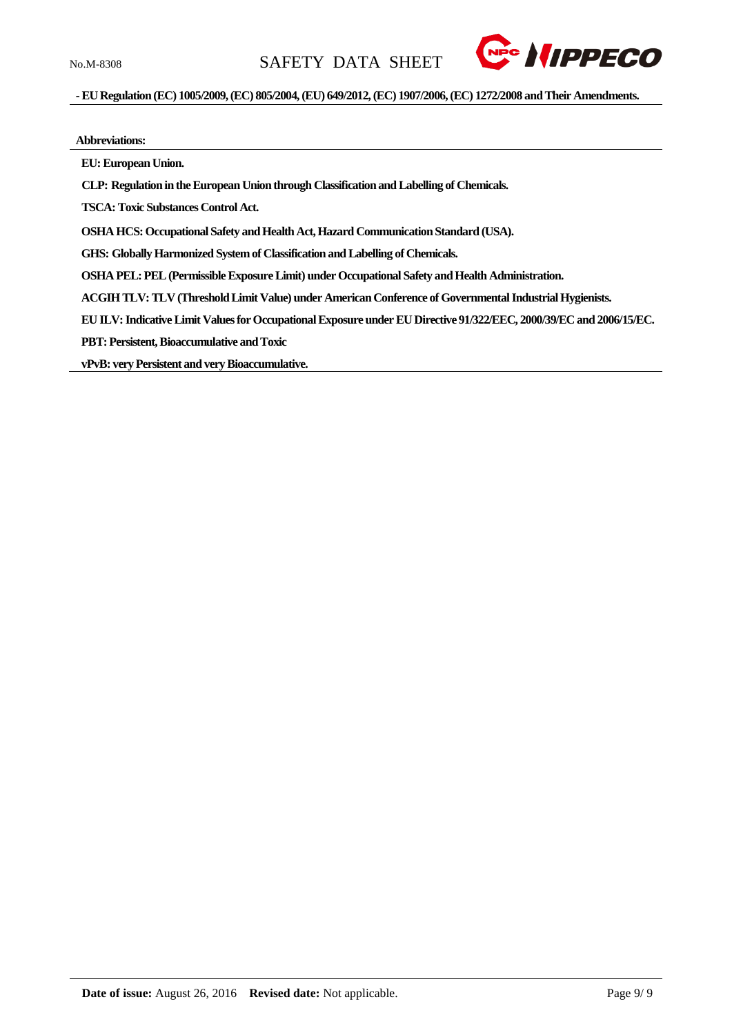**- EU Regulation (EC) 1005/2009, (EC) 805/2004, (EU) 649/2012, (EC) 1907/2006, (EC) 1272/2008 and Their Amendments.**

**Abbreviations:**

**EU: European Union.**

**CLP: Regulation in the European Union through Classification and Labelling of Chemicals.**

**TSCA: Toxic Substances Control Act.**

**OSHA HCS: Occupational Safety and Health Act, Hazard Communication Standard (USA).**

**GHS: Globally Harmonized System of Classification and Labelling of Chemicals.**

**OSHA PEL: PEL (Permissible Exposure Limit) under Occupational Safety and Health Administration.**

**ACGIH TLV: TLV (Threshold Limit Value) under American Conference of Governmental Industrial Hygienists.**

**EU ILV: Indicative Limit Values for Occupational Exposure under EU Directive 91/322/EEC, 2000/39/EC and 2006/15/EC.**

**PBT: Persistent, Bioaccumulative and Toxic**

**vPvB: very Persistent and very Bioaccumulative.**

**Date of issue:** August 26, 2016 **Revised date:** Not applicable.